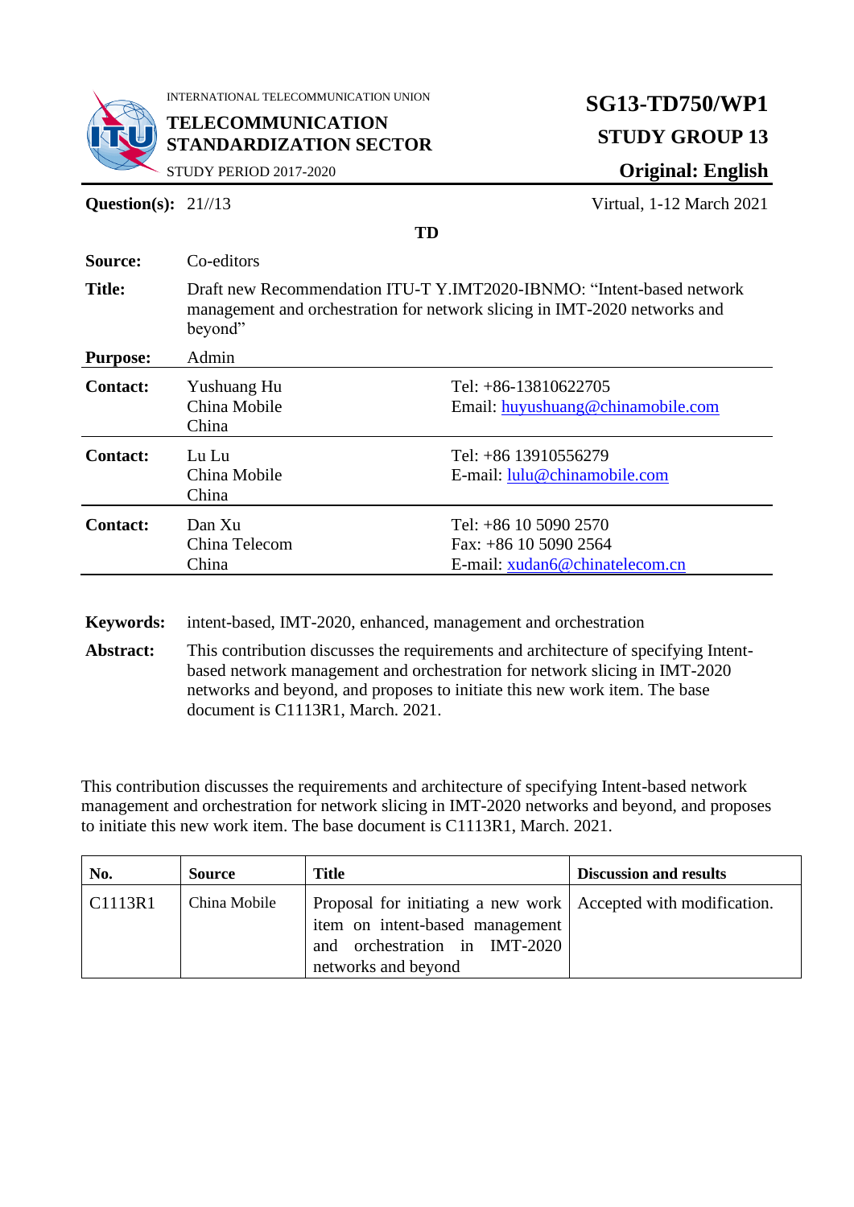INTERNATIONAL TELECOMMUNICATION UNION

**TELECOMMUNICATION STANDARDIZATION SECTOR**

STUDY PERIOD 2017-2020

**SG13-TD750/WP1**

**STUDY GROUP 13**

**Original: English**

**Question(s):** 21//13 — Virtual, 1-12 March 2021

**TD**

| | | |
|---|---|---|
| **Source:** | Co-editors | |
| **Title:** | Draft new Recommendation ITU-T Y.IMT2020-IBNMO: "Intent-based network management and orchestration for network slicing in IMT-2020 networks and beyond" | |
| **Purpose:** | Admin | |
| **Contact:** | Yushuang Hu<br>China Mobile<br>China | Tel: +86-13810622705<br>Email: huyushuang@chinamobile.com |
| **Contact:** | Lu Lu<br>China Mobile<br>China | Tel: +86 13910556279<br>E-mail: lulu@chinamobile.com |
| **Contact:** | Dan Xu<br>China Telecom<br>China | Tel: +86 10 5090 2570<br>Fax: +86 10 5090 2564<br>E-mail: xudan6@chinatelecom.cn |

**Keywords:** intent-based, IMT-2020, enhanced, management and orchestration

**Abstract:** This contribution discusses the requirements and architecture of specifying Intent-based network management and orchestration for network slicing in IMT-2020 networks and beyond, and proposes to initiate this new work item. The base document is C1113R1, March. 2021.

This contribution discusses the requirements and architecture of specifying Intent-based network management and orchestration for network slicing in IMT-2020 networks and beyond, and proposes to initiate this new work item. The base document is C1113R1, March. 2021.

| No. | Source | Title | Discussion and results |
|---|---|---|---|
| C1113R1 | China Mobile | Proposal for initiating a new work item on intent-based management and orchestration in IMT-2020 networks and beyond | Accepted with modification. |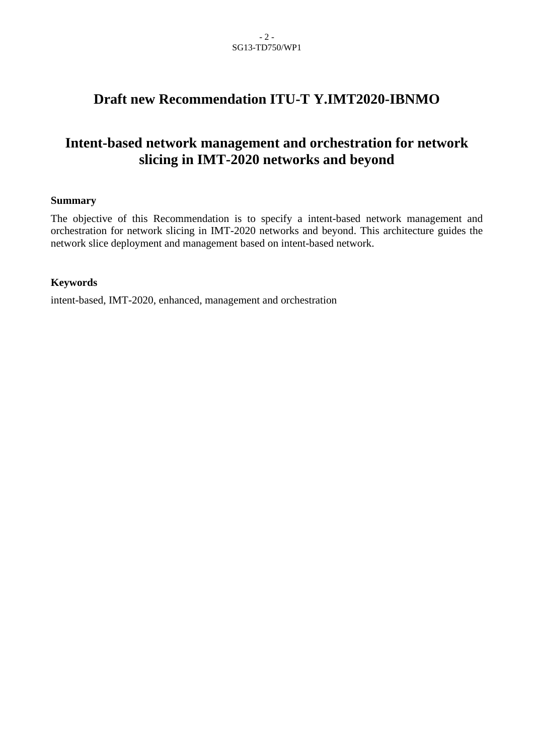# Draft new Recommendation ITU-T Y.IMT2020-IBNMO

# Intent-based network management and orchestration for network slicing in IMT-2020 networks and beyond

**Summary**

The objective of this Recommendation is to specify a intent-based network management and orchestration for network slicing in IMT-2020 networks and beyond. This architecture guides the network slice deployment and management based on intent-based network.

**Keywords**

intent-based, IMT-2020, enhanced, management and orchestration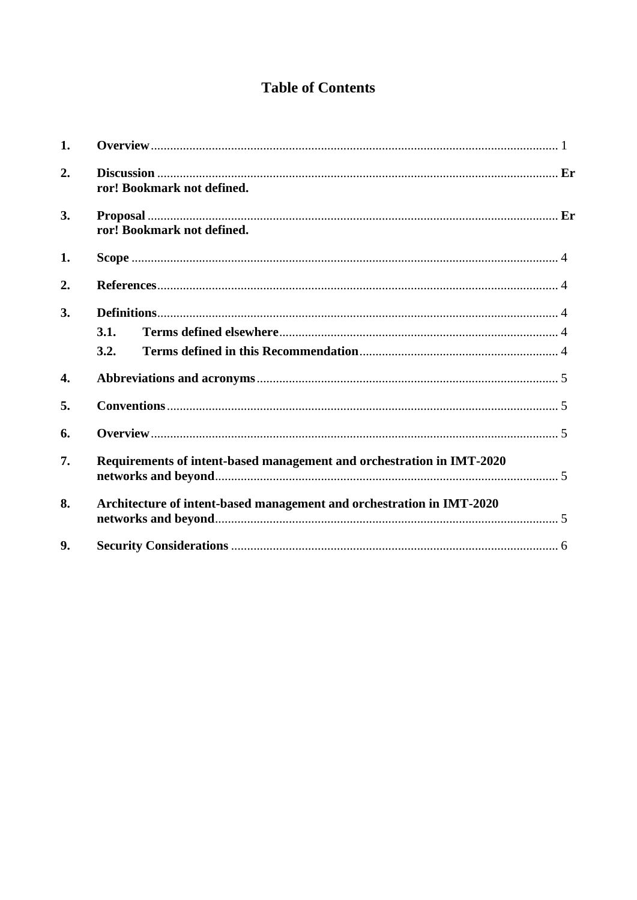# Table of Contents

1. **Overview** ............................................................................................................................. 1

2. **Discussion** ............................................................................................................................ **Error! Bookmark not defined.**

3. **Proposal** ............................................................................................................................... **Error! Bookmark not defined.**

1. **Scope** .................................................................................................................................... 4

2. **References** ............................................................................................................................ 4

3. **Definitions** ............................................................................................................................ 4

   3.1. **Terms defined elsewhere** ...................................................................................... 4

   3.2. **Terms defined in this Recommendation** ............................................................. 4

4. **Abbreviations and acronyms** ............................................................................................. 5

5. **Conventions** ......................................................................................................................... 5

6. **Overview** .............................................................................................................................. 5

7. **Requirements of intent-based management and orchestration in IMT-2020 networks and beyond** .......................................................................................................... 5

8. **Architecture of intent-based management and orchestration in IMT-2020 networks and beyond** .......................................................................................................... 5

9. **Security Considerations** ..................................................................................................... 6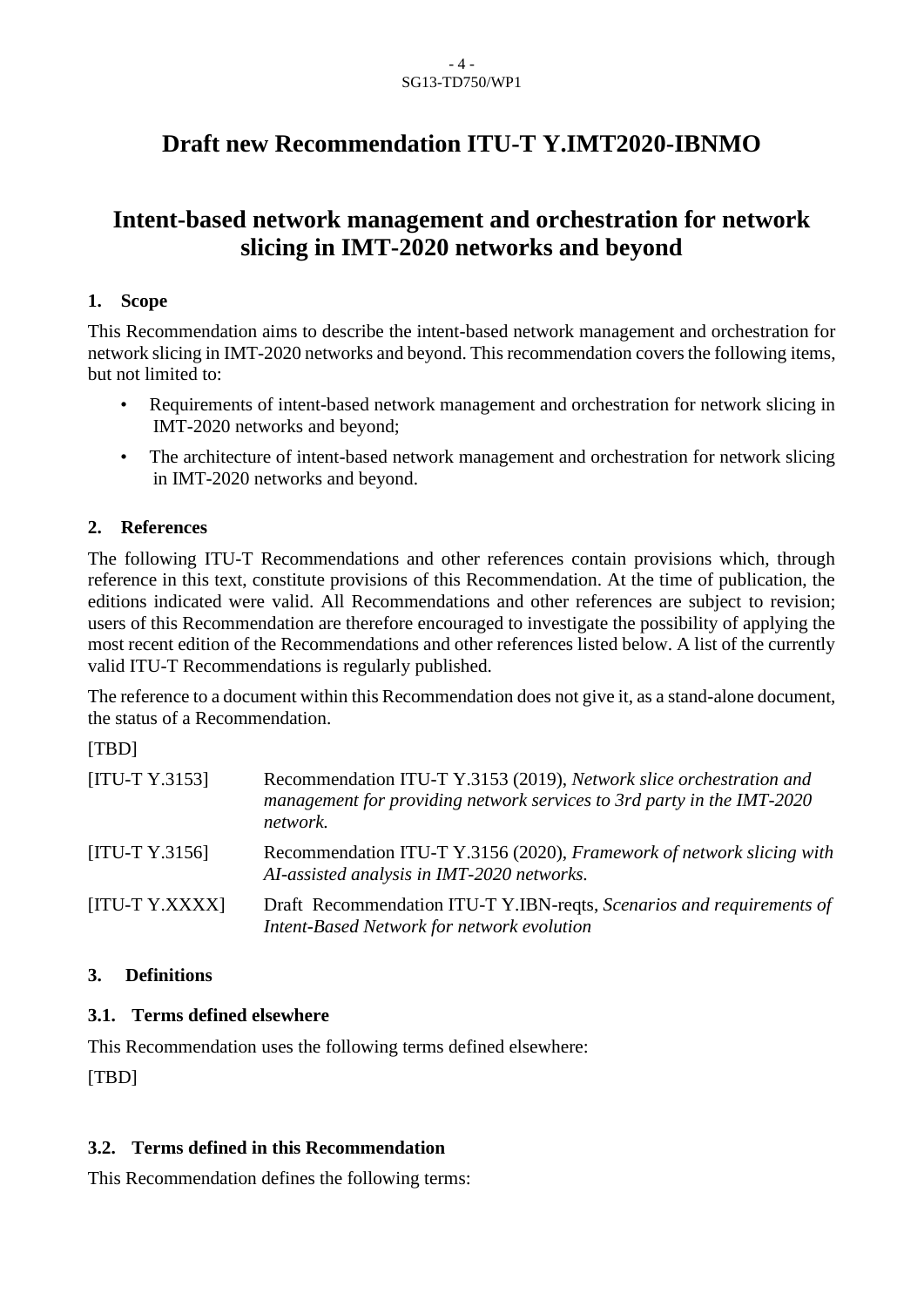# Draft new Recommendation ITU-T Y.IMT2020-IBNMO

# Intent-based network management and orchestration for network slicing in IMT-2020 networks and beyond

## 1. Scope

This Recommendation aims to describe the intent-based network management and orchestration for network slicing in IMT-2020 networks and beyond. This recommendation covers the following items, but not limited to:

- Requirements of intent-based network management and orchestration for network slicing in IMT-2020 networks and beyond;
- The architecture of intent-based network management and orchestration for network slicing in IMT-2020 networks and beyond.

## 2. References

The following ITU-T Recommendations and other references contain provisions which, through reference in this text, constitute provisions of this Recommendation. At the time of publication, the editions indicated were valid. All Recommendations and other references are subject to revision; users of this Recommendation are therefore encouraged to investigate the possibility of applying the most recent edition of the Recommendations and other references listed below. A list of the currently valid ITU-T Recommendations is regularly published.

The reference to a document within this Recommendation does not give it, as a stand-alone document, the status of a Recommendation.

[TBD]

| | |
|---|---|
| [ITU-T Y.3153] | Recommendation ITU-T Y.3153 (2019), *Network slice orchestration and management for providing network services to 3rd party in the IMT-2020 network.* |
| [ITU-T Y.3156] | Recommendation ITU-T Y.3156 (2020), *Framework of network slicing with AI-assisted analysis in IMT-2020 networks.* |
| [ITU-T Y.XXXX] | Draft Recommendation ITU-T Y.IBN-reqts, *Scenarios and requirements of Intent-Based Network for network evolution* |

## 3. Definitions

### 3.1. Terms defined elsewhere

This Recommendation uses the following terms defined elsewhere:

[TBD]

### 3.2. Terms defined in this Recommendation

This Recommendation defines the following terms: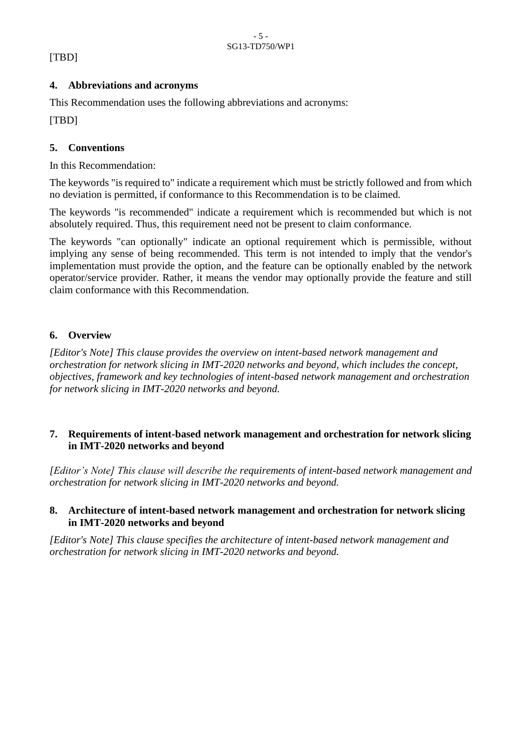[TBD]

## 4. Abbreviations and acronyms

This Recommendation uses the following abbreviations and acronyms:

[TBD]

## 5. Conventions

In this Recommendation:

The keywords "is required to" indicate a requirement which must be strictly followed and from which no deviation is permitted, if conformance to this Recommendation is to be claimed.

The keywords "is recommended" indicate a requirement which is recommended but which is not absolutely required. Thus, this requirement need not be present to claim conformance.

The keywords "can optionally" indicate an optional requirement which is permissible, without implying any sense of being recommended. This term is not intended to imply that the vendor's implementation must provide the option, and the feature can be optionally enabled by the network operator/service provider. Rather, it means the vendor may optionally provide the feature and still claim conformance with this Recommendation.

## 6. Overview

*[Editor's Note] This clause provides the overview on intent-based network management and orchestration for network slicing in IMT-2020 networks and beyond, which includes the concept, objectives, framework and key technologies of intent-based network management and orchestration for network slicing in IMT-2020 networks and beyond.*

## 7. Requirements of intent-based network management and orchestration for network slicing in IMT-2020 networks and beyond

*[Editor's Note] This clause will describe the requirements of intent-based network management and orchestration for network slicing in IMT-2020 networks and beyond.*

## 8. Architecture of intent-based network management and orchestration for network slicing in IMT-2020 networks and beyond

*[Editor's Note] This clause specifies the architecture of intent-based network management and orchestration for network slicing in IMT-2020 networks and beyond.*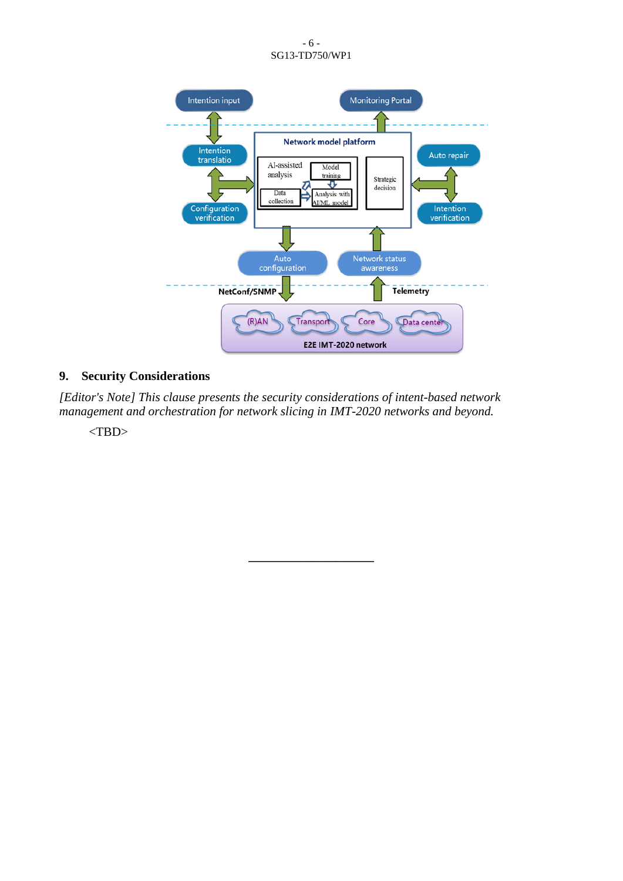Intention input

Monitoring Portal

Network model platform

AI-assisted analysis

Model training

Data collection

Analysis with AI/ML model

Strategic decision

Intention translatio

Configuration verification

Auto repair

Intention verification

Auto configuration

Network status awareness

NetConf/SNMP

Telemetry

(R)AN

Transport

Core

Data center

E2E IMT-2020 network

## 9. Security Considerations

*[Editor's Note] This clause presents the security considerations of intent-based network management and orchestration for network slicing in IMT-2020 networks and beyond.*

<TBD>

___________________